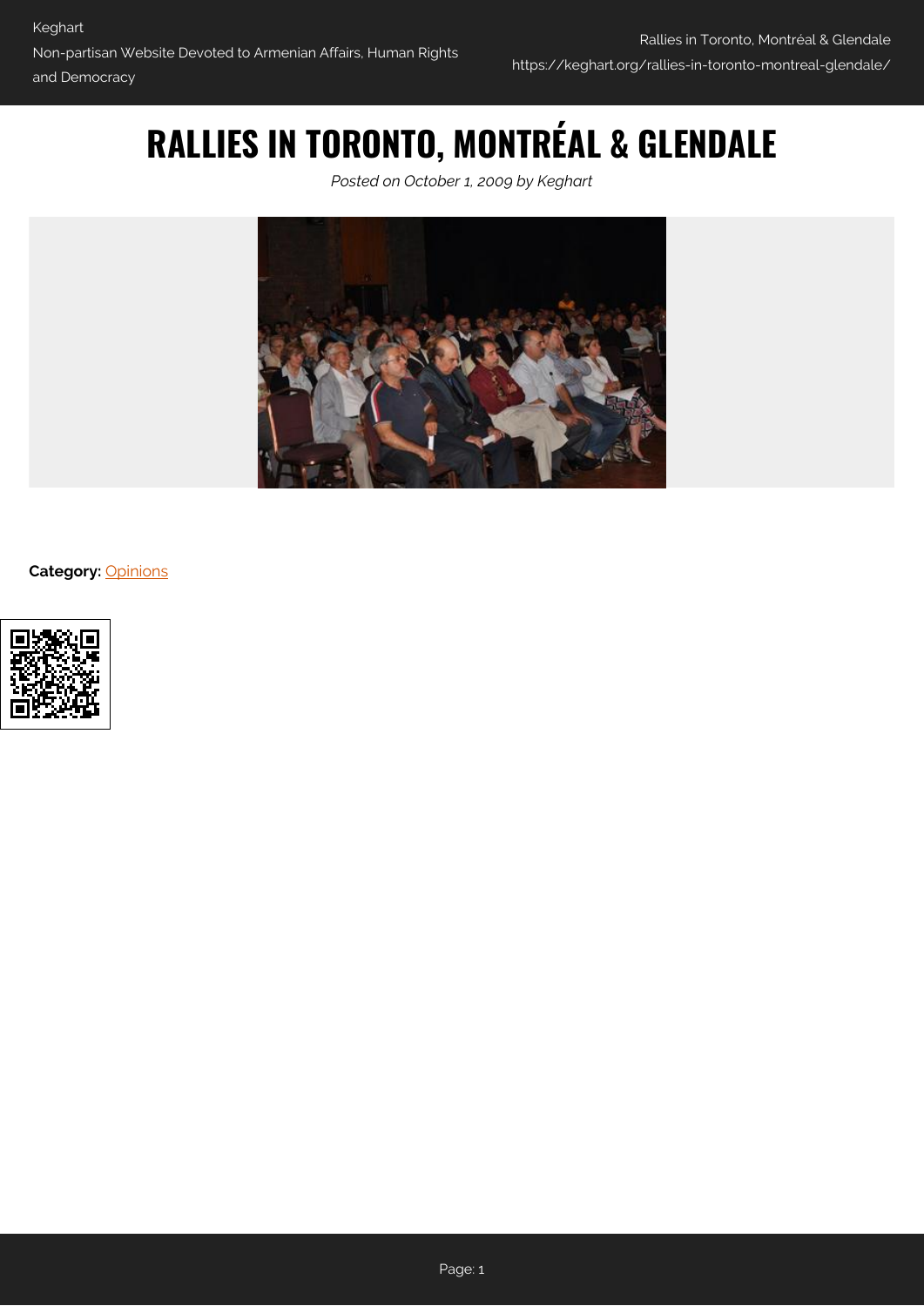# RALLIES IN TORONTO, MONTRÉAL & GLENDALE

*Posted on October 1, 2009 by Keghart*

**Category:** Opinions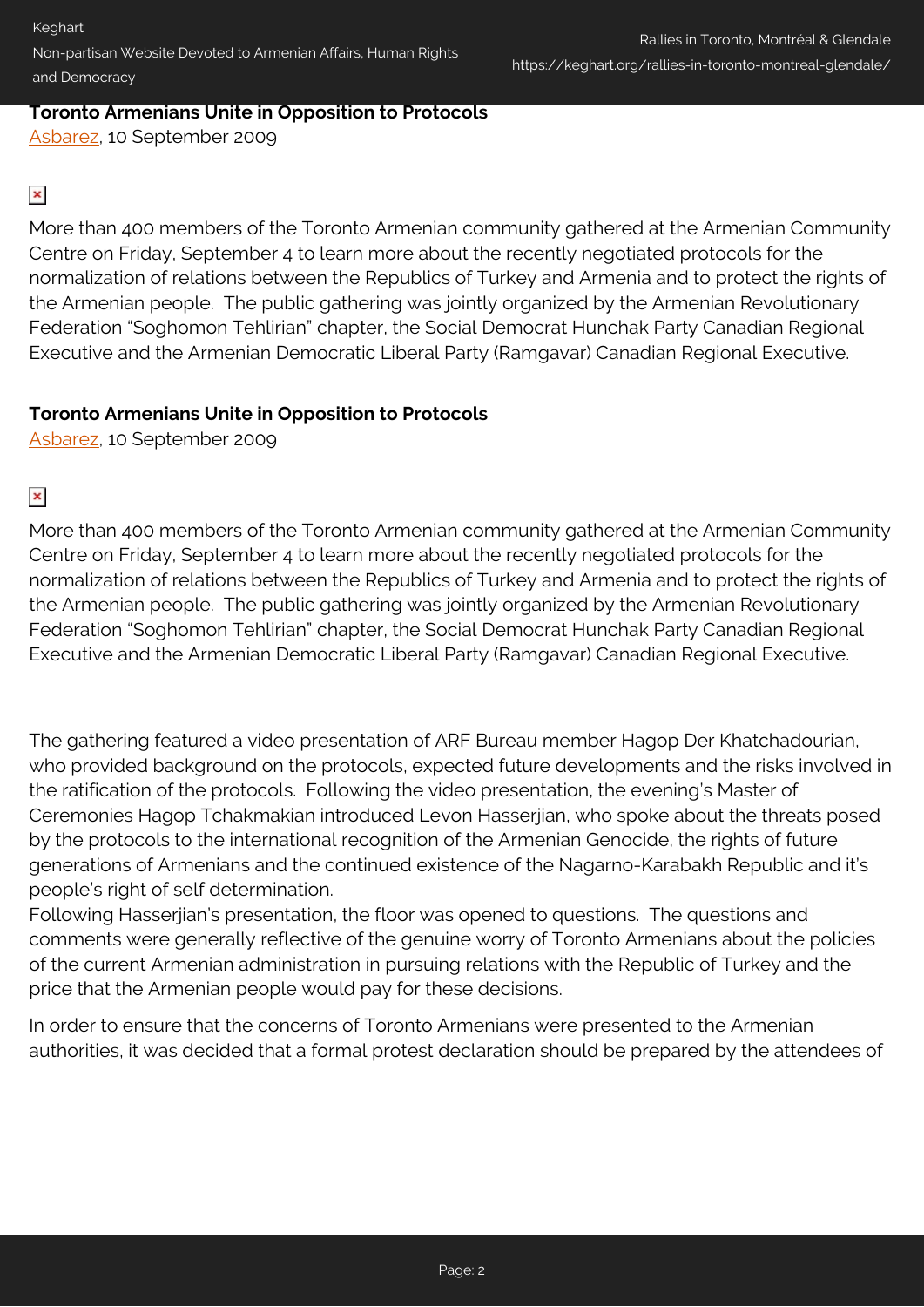**Toronto Armenians Unite in Opposition to Protocols**
Asbarez, 10 September 2009

More than 400 members of the Toronto Armenian community gathered at the Armenian Community Centre on Friday, September 4 to learn more about the recently negotiated protocols for the normalization of relations between the Republics of Turkey and Armenia and to protect the rights of the Armenian people. The public gathering was jointly organized by the Armenian Revolutionary Federation "Soghomon Tehlirian" chapter, the Social Democrat Hunchak Party Canadian Regional Executive and the Armenian Democratic Liberal Party (Ramgavar) Canadian Regional Executive.

**Toronto Armenians Unite in Opposition to Protocols**
Asbarez, 10 September 2009

More than 400 members of the Toronto Armenian community gathered at the Armenian Community Centre on Friday, September 4 to learn more about the recently negotiated protocols for the normalization of relations between the Republics of Turkey and Armenia and to protect the rights of the Armenian people. The public gathering was jointly organized by the Armenian Revolutionary Federation "Soghomon Tehlirian" chapter, the Social Democrat Hunchak Party Canadian Regional Executive and the Armenian Democratic Liberal Party (Ramgavar) Canadian Regional Executive.

The gathering featured a video presentation of ARF Bureau member Hagop Der Khatchadourian, who provided background on the protocols, expected future developments and the risks involved in the ratification of the protocols. Following the video presentation, the evening's Master of Ceremonies Hagop Tchakmakian introduced Levon Hasserjian, who spoke about the threats posed by the protocols to the international recognition of the Armenian Genocide, the rights of future generations of Armenians and the continued existence of the Nagarno-Karabakh Republic and it's people's right of self determination.
Following Hasserjian's presentation, the floor was opened to questions. The questions and comments were generally reflective of the genuine worry of Toronto Armenians about the policies of the current Armenian administration in pursuing relations with the Republic of Turkey and the price that the Armenian people would pay for these decisions.

In order to ensure that the concerns of Toronto Armenians were presented to the Armenian authorities, it was decided that a formal protest declaration should be prepared by the attendees of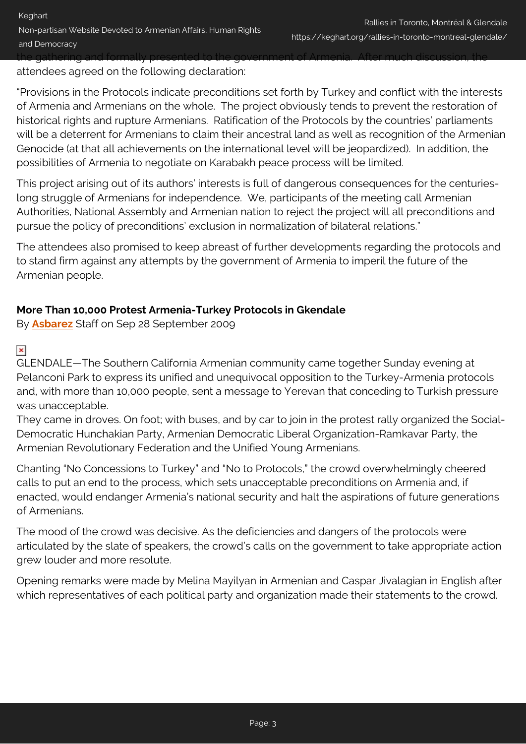the gathering and formally presented to the government of Armenia. After much discussion, the attendees agreed on the following declaration:

"Provisions in the Protocols indicate preconditions set forth by Turkey and conflict with the interests of Armenia and Armenians on the whole. The project obviously tends to prevent the restoration of historical rights and rupture Armenians. Ratification of the Protocols by the countries' parliaments will be a deterrent for Armenians to claim their ancestral land as well as recognition of the Armenian Genocide (at that all achievements on the international level will be jeopardized). In addition, the possibilities of Armenia to negotiate on Karabakh peace process will be limited.

This project arising out of its authors' interests is full of dangerous consequences for the centuries-long struggle of Armenians for independence. We, participants of the meeting call Armenian Authorities, National Assembly and Armenian nation to reject the project will all preconditions and pursue the policy of preconditions' exclusion in normalization of bilateral relations."

The attendees also promised to keep abreast of further developments regarding the protocols and to stand firm against any attempts by the government of Armenia to imperil the future of the Armenian people.

**More Than 10,000 Protest Armenia-Turkey Protocols in Gkendale**
By **Asbarez** Staff on Sep 28 September 2009

GLENDALE—The Southern California Armenian community came together Sunday evening at Pelanconi Park to express its unified and unequivocal opposition to the Turkey-Armenia protocols and, with more than 10,000 people, sent a message to Yerevan that conceding to Turkish pressure was unacceptable.

They came in droves. On foot; with buses, and by car to join in the protest rally organized the Social-Democratic Hunchakian Party, Armenian Democratic Liberal Organization-Ramkavar Party, the Armenian Revolutionary Federation and the Unified Young Armenians.

Chanting "No Concessions to Turkey" and "No to Protocols," the crowd overwhelmingly cheered calls to put an end to the process, which sets unacceptable preconditions on Armenia and, if enacted, would endanger Armenia's national security and halt the aspirations of future generations of Armenians.

The mood of the crowd was decisive. As the deficiencies and dangers of the protocols were articulated by the slate of speakers, the crowd's calls on the government to take appropriate action grew louder and more resolute.

Opening remarks were made by Melina Mayilyan in Armenian and Caspar Jivalagian in English after which representatives of each political party and organization made their statements to the crowd.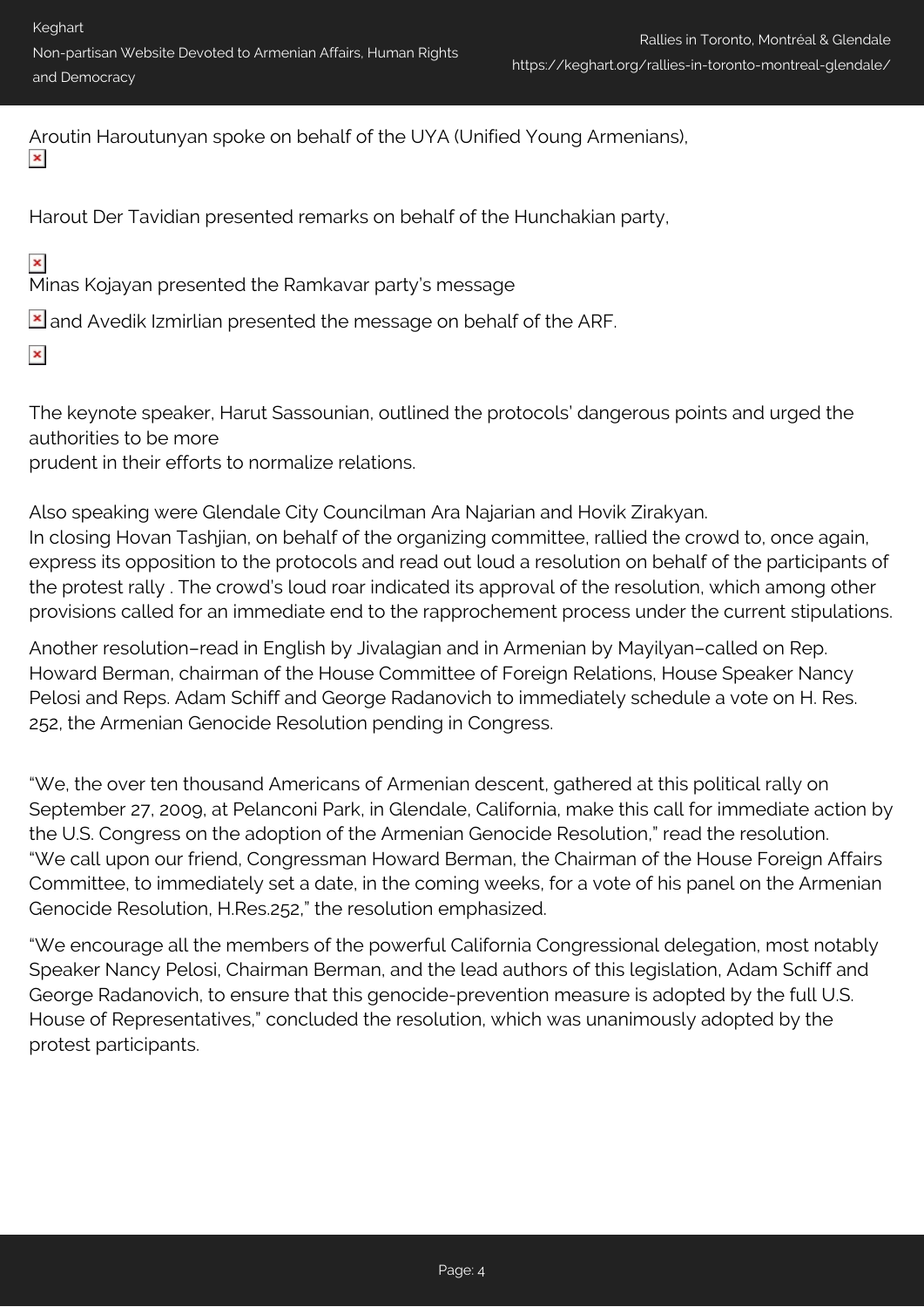Aroutin Haroutunyan spoke on behalf of the UYA (Unified Young Armenians),

Harout Der Tavidian presented remarks on behalf of the Hunchakian party,

Minas Kojayan presented the Ramkavar party's message

and Avedik Izmirlian presented the message on behalf of the ARF.

The keynote speaker, Harut Sassounian, outlined the protocols' dangerous points and urged the authorities to be more prudent in their efforts to normalize relations.

Also speaking were Glendale City Councilman Ara Najarian and Hovik Zirakyan.
In closing Hovan Tashjian, on behalf of the organizing committee, rallied the crowd to, once again, express its opposition to the protocols and read out loud a resolution on behalf of the participants of the protest rally . The crowd's loud roar indicated its approval of the resolution, which among other provisions called for an immediate end to the rapprochement process under the current stipulations.

Another resolution–read in English by Jivalagian and in Armenian by Mayilyan–called on Rep. Howard Berman, chairman of the House Committee of Foreign Relations, House Speaker Nancy Pelosi and Reps. Adam Schiff and George Radanovich to immediately schedule a vote on H. Res. 252, the Armenian Genocide Resolution pending in Congress.

"We, the over ten thousand Americans of Armenian descent, gathered at this political rally on September 27, 2009, at Pelanconi Park, in Glendale, California, make this call for immediate action by the U.S. Congress on the adoption of the Armenian Genocide Resolution," read the resolution. "We call upon our friend, Congressman Howard Berman, the Chairman of the House Foreign Affairs Committee, to immediately set a date, in the coming weeks, for a vote of his panel on the Armenian Genocide Resolution, H.Res.252," the resolution emphasized.

"We encourage all the members of the powerful California Congressional delegation, most notably Speaker Nancy Pelosi, Chairman Berman, and the lead authors of this legislation, Adam Schiff and George Radanovich, to ensure that this genocide-prevention measure is adopted by the full U.S. House of Representatives," concluded the resolution, which was unanimously adopted by the protest participants.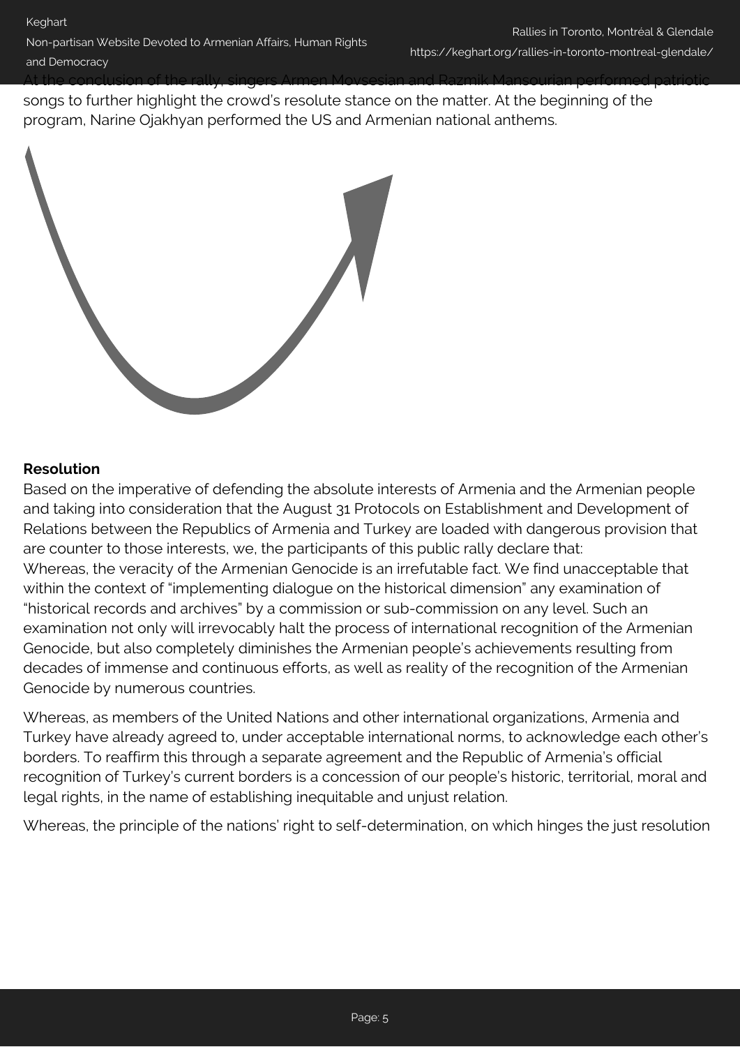At the conclusion of the rally, singers Armen Movsesian and Razmik Mansourian performed patriotic songs to further highlight the crowd's resolute stance on the matter. At the beginning of the program, Narine Ojakhyan performed the US and Armenian national anthems.

**Resolution**

Based on the imperative of defending the absolute interests of Armenia and the Armenian people and taking into consideration that the August 31 Protocols on Establishment and Development of Relations between the Republics of Armenia and Turkey are loaded with dangerous provision that are counter to those interests, we, the participants of this public rally declare that:

Whereas, the veracity of the Armenian Genocide is an irrefutable fact. We find unacceptable that within the context of "implementing dialogue on the historical dimension" any examination of "historical records and archives" by a commission or sub-commission on any level. Such an examination not only will irrevocably halt the process of international recognition of the Armenian Genocide, but also completely diminishes the Armenian people's achievements resulting from decades of immense and continuous efforts, as well as reality of the recognition of the Armenian Genocide by numerous countries.

Whereas, as members of the United Nations and other international organizations, Armenia and Turkey have already agreed to, under acceptable international norms, to acknowledge each other's borders. To reaffirm this through a separate agreement and the Republic of Armenia's official recognition of Turkey's current borders is a concession of our people's historic, territorial, moral and legal rights, in the name of establishing inequitable and unjust relation.

Whereas, the principle of the nations' right to self-determination, on which hinges the just resolution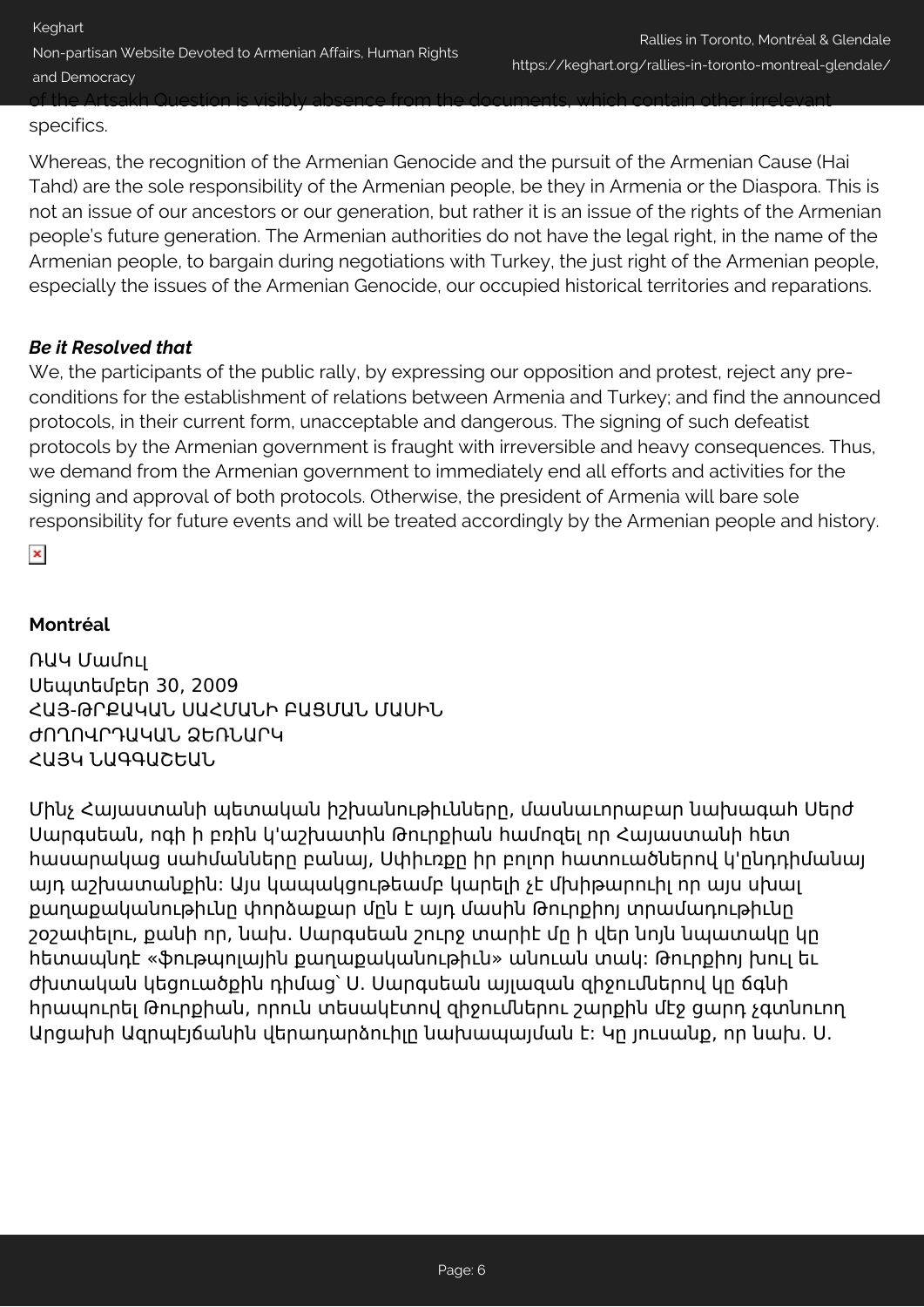of the Artsakh Question is visibly absence from the documents, which contain other irrelevant specifics.

Whereas, the recognition of the Armenian Genocide and the pursuit of the Armenian Cause (Hai Tahd) are the sole responsibility of the Armenian people, be they in Armenia or the Diaspora. This is not an issue of our ancestors or our generation, but rather it is an issue of the rights of the Armenian people's future generation. The Armenian authorities do not have the legal right, in the name of the Armenian people, to bargain during negotiations with Turkey, the just right of the Armenian people, especially the issues of the Armenian Genocide, our occupied historical territories and reparations.

***Be it Resolved that***

We, the participants of the public rally, by expressing our opposition and protest, reject any pre-conditions for the establishment of relations between Armenia and Turkey; and find the announced protocols, in their current form, unacceptable and dangerous. The signing of such defeatist protocols by the Armenian government is fraught with irreversible and heavy consequences. Thus, we demand from the Armenian government to immediately end all efforts and activities for the signing and approval of both protocols. Otherwise, the president of Armenia will bare sole responsibility for future events and will be treated accordingly by the Armenian people and history.

**Montréal**

ՌԱԿ Մամուլ
Սեպտեմբեր 30, 2009
ՀԱՅ-ԹՐՔԱԿԱՆ ՍԱՀՄԱՆԻ ԲԱՑՄԱՆ ՄԱՍԻՆ
ԺՈՂՈՎՐԴԱԿԱՆ ՁԵՌՆԱՐԿ
ՀԱՅԿ ՆԱԳԳԱՇԵԱՆ

Մինչ Հայաստանի պետական իշխանութիւնները, մասնաւորաբար նախագահ Սերժ Սարգսեան, ոգի ի բռին կ'աշխատին Թուրքիան համոզել որ Հայաստանի հետ հասարակաց սահմանները բանայ, Սփիւռքը իր բոլոր հատուածներով կ'ընդդիմանայ այդ աշխատանքին: Այս կապակցութեամբ կարելի չէ մխիթարուիլ որ այս սխալ քաղաքականութիւնը փորձաքար մըն է այդ մասին Թուրքիոյ տրամադրութիւնը շօշափելու, քանի որ, նախ. Սարգսեան շուրջ տարիէ մը ի վեր նոյն նպատակը կը հետապնդէ «ֆութպոլային քաղաքականութիւն» անուան տակ: Թուրքիոյ խուլ եւ ժխտական կեցուածքին դիմաց՝ Ս. Սարգսեան այլազան զիջումներով կը ճգնի հրապուրել Թուրքիան, որուն տեսակէտով զիջումներու շարքին մէջ ցարդ չգտնուող Արցախի Ազրպէյճանին վերադարձումը նախապայման է: Կը յուսանք, որ նախ. Ս.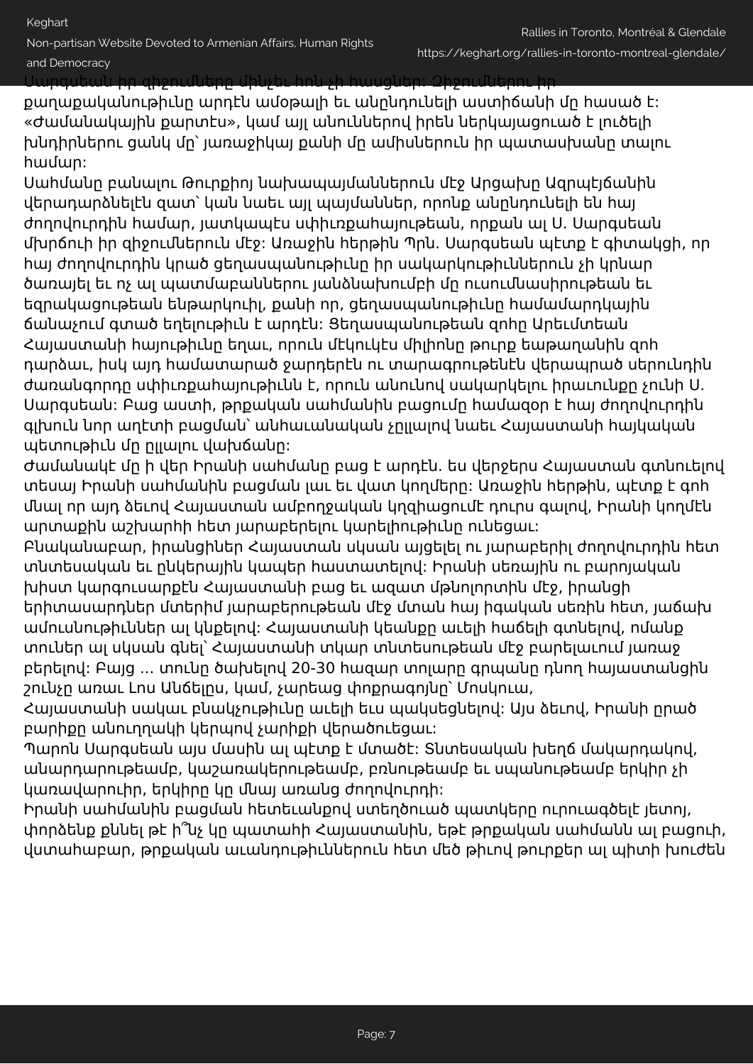Սարգսեան իր զիջումները մինչեւ հոն չի հասցներ: Զիջումներու իր քաղաքականութիւնը արդէն ամօթալի եւ անընդունելի աստիճանի մը հասած է: «Ժամանակային քարտէս», կամ այլ անուններով իրեն ներկայացուած է լուծելի խնդիրներու ցանկ մը՝ յառաջիկայ քանի մը ամիսներուն իր պատասխանը տալու համար:

Սահմանը բանալու Թուրքիոյ նախապայմաններուն մէջ Արցախը Ազրպէյճանին վերադարձնելէն զատ՝ կան նաեւ այլ պայմաններ, որոնք անընդունելի են հայ ժողովուրդին համար, յատկապէս սփիւռքահայութեան, որքան ալ Ս. Սարգսեան մխրճուի իր զիջումներուն մէջ: Առաջին հերթին Պրն. Սարգսեան պէտք է գիտակցի, որ հայ ժողովուրդին կրած ցեղասպանութիւնը իր սակարկութիւններուն չի կրնար ծառայել եւ ոչ ալ պատմաբաններու յանձնախումբի մը ուսումնասիրութեան եւ եզրակացութեան ենթարկուիլ, քանի որ, ցեղասպանութիւնը համամարդկային ճանաչում գտած եղելութիւն է արդէն: Ցեղասպանութեան զոհը Արեւմտեան Հայաստանի հայութիւնը եղաւ, որուն մէկուկէս միլիոնը թուրք եաթաղանին զոհ դարձաւ, իսկ այդ համատարած ջարդերէն ու տարագրութենէն վերապրած սերունդին ժառանգորդը սփիւռքահայութիւնն է, որուն անունով սակարկելու իրաւունքը չունի Ս. Սարգսեան: Բաց աստի, թրքական սահմանին բացումը համազօր է հայ ժողովուրդին գլխուն նոր աղէտի բացման՝ անհաւանական չըլլալով նաեւ Հայաստանի հայկական պետութիւն մը ըլլալու վախճանը:

Ժամանակէ մը ի վեր Իրանի սահմանը բաց է արդէն. ես վերջերս Հայաստան գտնուելով տեսայ Իրանի սահմանին բացման լաւ եւ վատ կողմերը: Առաջին հերթին, պէտք է գոհ մնալ որ այդ ձեւով Հայաստան ամբողջական կղզիացումէ դուրս գալով, Իրանի կողմէն արտաքին աշխարհի հետ յարաբերելու կարելիութիւնը ունեցաւ:

Բնականաբար, իրանցիներ Հայաստան սկսան այցելել ու յարաբերիլ ժողովուրդին հետ տնտեսական եւ ընկերային կապեր հաստատելով: Իրանի սեռային ու բարոյական խիստ կարգուսարքէն Հայաստանի բաց եւ ազատ մթնոլորտին մէջ, իրանցի երիտասարդներ մտերիմ յարաբերութեան մէջ մտան հայ իգական սեռին հետ, յաճախ ամուսնութիւններ ալ կնքելով: Հայաստանի կեանքը աւելի հաճելի գտնելով, ոմանք տուներ ալ սկսան գնել՝ Հայաստանի տկար տնտեսութեան մէջ բարելաւում յառաջ բերելով: Բայց ... տունը ծախելով 20-30 հազար տոլարը գրպանը դնող հայաստանցին շունչը առաւ Լոս Անճելըս, կամ, չարեաց փոքրագոյնը՝ Մոսկուա, Հայաստանի սակաւ բնակչութիւնը աւելի եւս պակսեցնելով: Այս ձեւով, Իրանի ըրած բարիքը անուղղակի կերպով չարիքի վերածուեցաւ:

Պարոն Սարգսեան այս մասին ալ պէտք է մտածէ: Տնտեսական խեղճ մակարդակով, անարդարութեամբ, կաշառակերութեամբ, բռնութեամբ եւ սպանութեամբ երկիր չի կառավարուիր, երկիրը կը մնայ առանց ժողովուրդի:

Իրանի սահմանին բացման հետեւանքով ստեղծուած պատկերը ուրուագծելէ յետոյ, փորձենք քննել թէ ի՞նչ կը պատահի Հայաստանին, եթէ թրքական սահմանն ալ բացուի, վստահաբար, թրքական աւանդութիւններուն հետ մեծ թիւով թուրքեր ալ պիտի խուժեն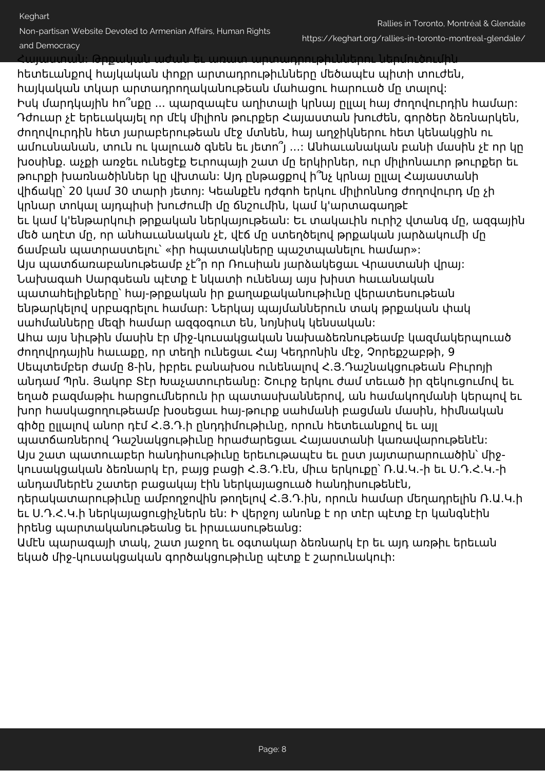Հայաստան։ Թրքական աժան եւ առատ արտադրութիւններու ներմուծումին հետեւանքով հայկական փոքր արտադրութիւնները մեծապէս պիտի տուժեն, հայկական տկար արտադրողականութեան մահացու հարուած մը տալով:
Իսկ մարդկային հո՞սքը ... պարզապէս աղիտալի կրնայ ըլլալ հայ ժողովուրդին համար: Դժուար չէ երեւակայել որ մէկ միլիոն թուրքեր Հայաստան խուժեն, գործեր ձեռնարկեն, ժողովուրդին հետ յարաբերութեան մէջ մտնեն, հայ աղջիկներու հետ կենակցին ու ամուսնանան, տուն ու կալուած գնեն եւ յետո՞յ ...: Անհաւանական բանի մասին չէ որ կը խօսինք. աչքի առջեւ ունեցէք Եւրոպայի շատ մը երկիրներ, ուր միլիոնաւոր թուրքեր եւ թուրքի խառնածիններ կը վխտան: Այդ ընթացքով ի՞նչ կրնայ ըլլալ Հայաստանի վիճակը՝ 20 կամ 30 տարի յետոյ: Կեանքէն դժգոհ երկու միլիոննոց ժողովուրդ մը չի կրնար տոկալ այդպիսի խուժումի մը ճնշումին, կամ կ'արտագաղթէ
եւ կամ կ'ենթարկուի թրքական ներկայութեան: Եւ տակաւին ուրիշ վտանգ մը, ազգային մեծ աղէտ մը, որ անհաւանական չէ, վէճ մը ստեղծելով թրքական յարձակումի մը ճամբան պատրաստելու` «իր հպատակները պաշտպանելու համար»:
Այս պատճառաբանութեամբ չէ՞ր որ Ռուսիան յարձակեցաւ Վրաստանի վրայ: Նախագահ Սարգսեան պէտք է նկատի ունենայ այս խիստ հաւանական պատահելիքները` հայ-թրքական իր քաղաքականութիւնը վերատեսութեան ենթարկելով սրբագրելու համար: Ներկայ պայմաններուն տակ թրքական փակ սահմանները մեզի համար ազգօգուտ են, նոյնիսկ կենսական:
Ահա այս նիւթին մասին էր միջ-կուսակցական նախաձեռնութեամբ կազմակերպուած ժողովրդային հաւաքը, որ տեղի ունեցաւ Հայ Կեդրոնին մէջ, Չորեքշաբթի, 9 Սեպտեմբեր ժամը 8-ին, իբրեւ բանախօս ունենալով Հ.Յ.Դաշնակցութեան Բիւրոյի անդամ Պրն. Յակոբ Տէր Խաչատուրեանը: Շուրջ երկու ժամ տեւած իր զեկուցումով եւ եղած բազմաթիւ հարցումներուն իր պատասխաններով, ան համակողմանի կերպով եւ խոր հասկացողութեամբ խօսեցաւ հայ-թուրք սահմանի բացման մասին, հիմնական գիծը ըլլալով անոր դէմ Հ.Յ.Դ.ի ընդդիմութիւնը, որուն հետեւանքով եւ այլ պատճառներով Դաշնակցութիւնը հրաժարեցաւ Հայաստանի կառավարութենէն:
Այս շատ պատուաբեր հանդիսութիւնը երեւութապէս եւ ըստ յայտարարուածին` միջ-կուսակցական ձեռնարկ էր, բայց բացի Հ.Յ.Դ.էն, միւս երկուքը` Ռ.Ա.Կ.-ի եւ Ս.Դ.Հ.Կ.-ի անդամներէն շատեր բացակայ էին ներկայացուած հանդիսութենէն, դերակատարութիւնը ամբողջովին թողելով Հ.Յ.Դ.ին, որուն համար մեղադրելին Ռ.Ա.Կ.ի եւ Ս.Դ.Հ.Կ.ի ներկայացուցիչներն են: Ի վերջոյ անոնք է որ տէր պէտք էր կանգնէին իրենց պարտականութեանց եւ իրաւասութեանց:
Ամէն պարագայի տակ, շատ յաջող եւ օգտակար ձեռնարկ էր եւ այդ առթիւ երեւան եկած միջ-կուսակցական գործակցութիւնը պէտք է շարունակուի: